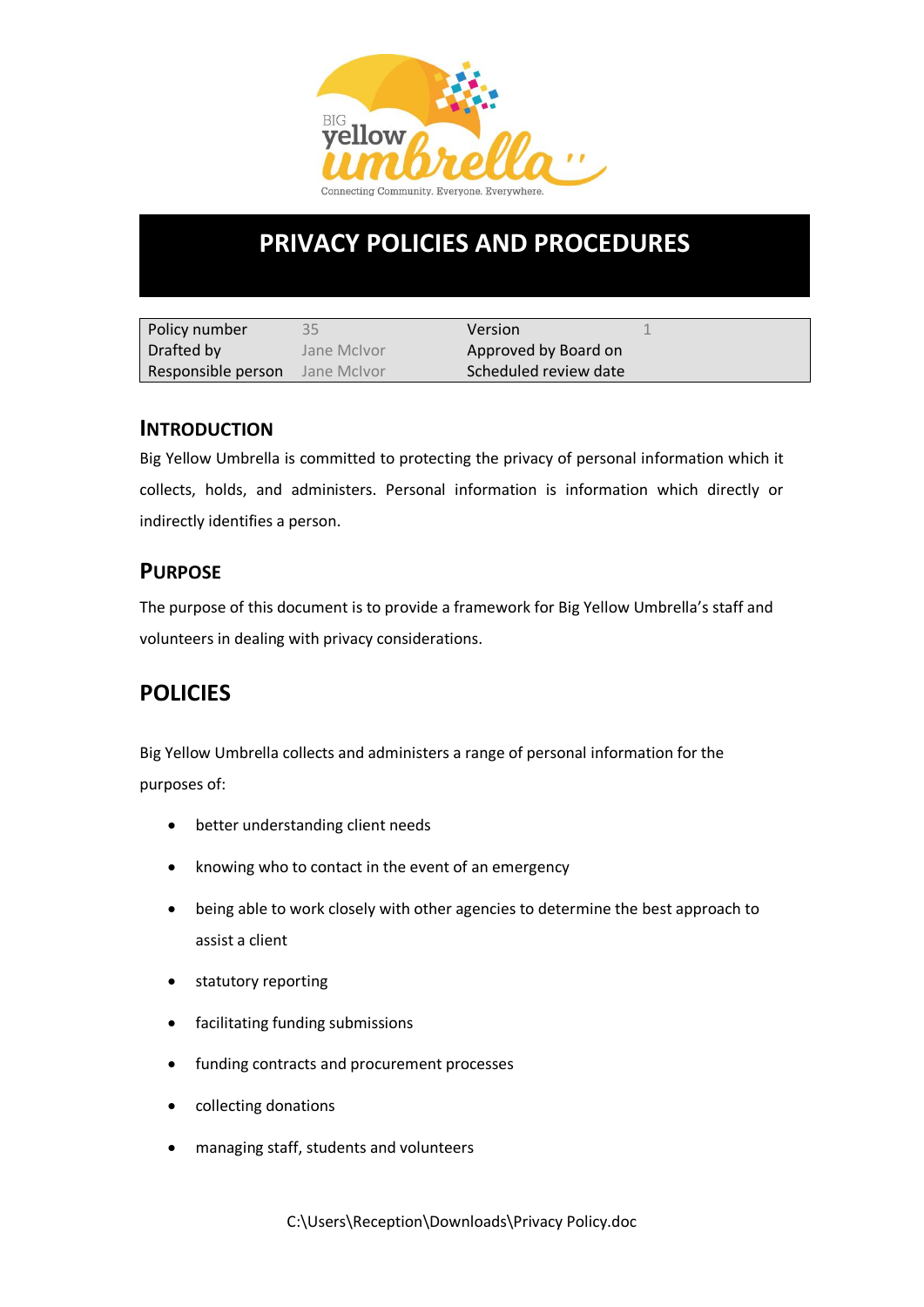# PRIVACY POLICIES AND PROCEDURES

| Policy number | 35 | Version | 1 |
| --- | --- | --- | --- |
| Drafted by | Jane McIvor | Approved by Board on | |
| Responsible person | Jane McIvor | Scheduled review date | |

## INTRODUCTION

Big Yellow Umbrella is committed to protecting the privacy of personal information which it collects, holds, and administers. Personal information is information which directly or indirectly identifies a person.

## PURPOSE

The purpose of this document is to provide a framework for Big Yellow Umbrella's staff and volunteers in dealing with privacy considerations.

## POLICIES

Big Yellow Umbrella collects and administers a range of personal information for the purposes of:

- better understanding client needs
- knowing who to contact in the event of an emergency
- being able to work closely with other agencies to determine the best approach to assist a client
- statutory reporting
- facilitating funding submissions
- funding contracts and procurement processes
- collecting donations
- managing staff, students and volunteers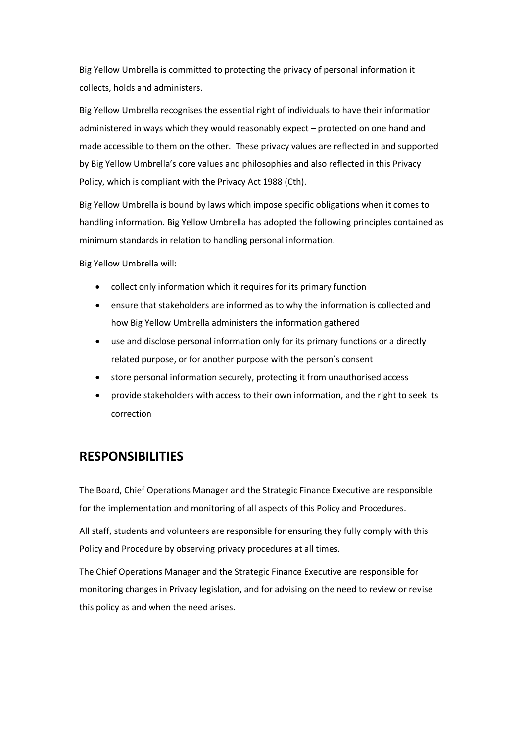Big Yellow Umbrella is committed to protecting the privacy of personal information it collects, holds and administers.

Big Yellow Umbrella recognises the essential right of individuals to have their information administered in ways which they would reasonably expect – protected on one hand and made accessible to them on the other. These privacy values are reflected in and supported by Big Yellow Umbrella's core values and philosophies and also reflected in this Privacy Policy, which is compliant with the Privacy Act 1988 (Cth).

Big Yellow Umbrella is bound by laws which impose specific obligations when it comes to handling information. Big Yellow Umbrella has adopted the following principles contained as minimum standards in relation to handling personal information.

Big Yellow Umbrella will:

- collect only information which it requires for its primary function
- ensure that stakeholders are informed as to why the information is collected and how Big Yellow Umbrella administers the information gathered
- use and disclose personal information only for its primary functions or a directly related purpose, or for another purpose with the person's consent
- store personal information securely, protecting it from unauthorised access
- provide stakeholders with access to their own information, and the right to seek its correction

## RESPONSIBILITIES

The Board, Chief Operations Manager and the Strategic Finance Executive are responsible for the implementation and monitoring of all aspects of this Policy and Procedures.

All staff, students and volunteers are responsible for ensuring they fully comply with this Policy and Procedure by observing privacy procedures at all times.

The Chief Operations Manager and the Strategic Finance Executive are responsible for monitoring changes in Privacy legislation, and for advising on the need to review or revise this policy as and when the need arises.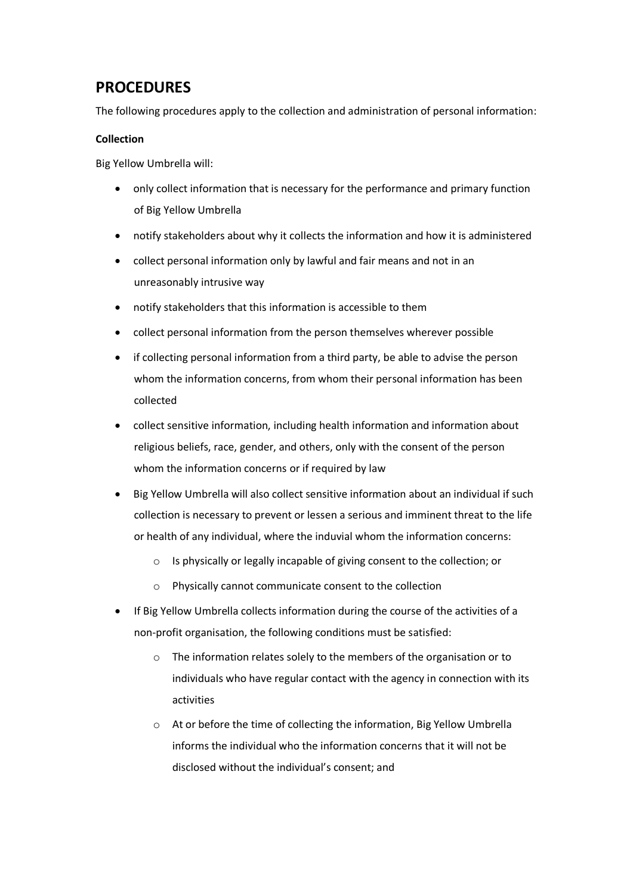## PROCEDURES

The following procedures apply to the collection and administration of personal information:

**Collection**

Big Yellow Umbrella will:

- only collect information that is necessary for the performance and primary function of Big Yellow Umbrella
- notify stakeholders about why it collects the information and how it is administered
- collect personal information only by lawful and fair means and not in an unreasonably intrusive way
- notify stakeholders that this information is accessible to them
- collect personal information from the person themselves wherever possible
- if collecting personal information from a third party, be able to advise the person whom the information concerns, from whom their personal information has been collected
- collect sensitive information, including health information and information about religious beliefs, race, gender, and others, only with the consent of the person whom the information concerns or if required by law
- Big Yellow Umbrella will also collect sensitive information about an individual if such collection is necessary to prevent or lessen a serious and imminent threat to the life or health of any individual, where the induvial whom the information concerns:
    - Is physically or legally incapable of giving consent to the collection; or
    - Physically cannot communicate consent to the collection
- If Big Yellow Umbrella collects information during the course of the activities of a non-profit organisation, the following conditions must be satisfied:
    - The information relates solely to the members of the organisation or to individuals who have regular contact with the agency in connection with its activities
    - At or before the time of collecting the information, Big Yellow Umbrella informs the individual who the information concerns that it will not be disclosed without the individual's consent; and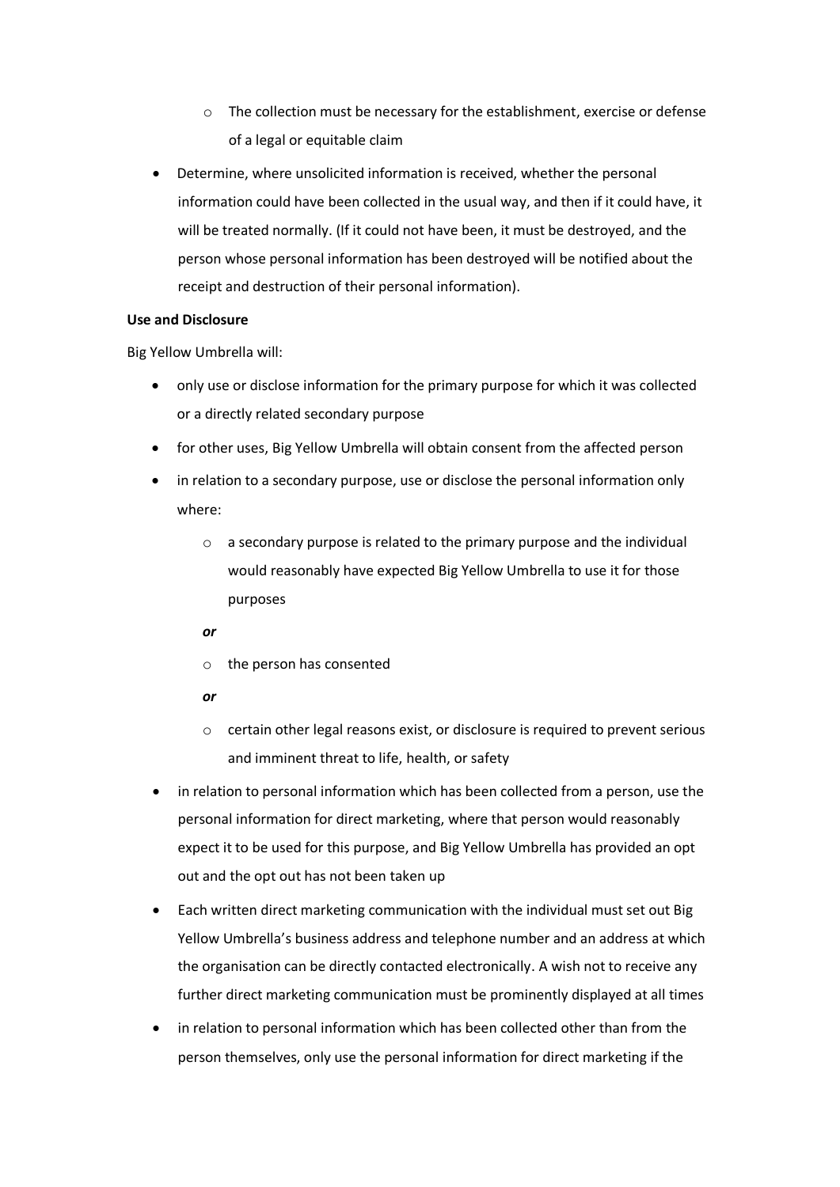- The collection must be necessary for the establishment, exercise or defense of a legal or equitable claim

- Determine, where unsolicited information is received, whether the personal information could have been collected in the usual way, and then if it could have, it will be treated normally. (If it could not have been, it must be destroyed, and the person whose personal information has been destroyed will be notified about the receipt and destruction of their personal information).

**Use and Disclosure**

Big Yellow Umbrella will:

- only use or disclose information for the primary purpose for which it was collected or a directly related secondary purpose
- for other uses, Big Yellow Umbrella will obtain consent from the affected person
- in relation to a secondary purpose, use or disclose the personal information only where:
    - a secondary purpose is related to the primary purpose and the individual would reasonably have expected Big Yellow Umbrella to use it for those purposes

    ***or***

    - the person has consented

    ***or***

    - certain other legal reasons exist, or disclosure is required to prevent serious and imminent threat to life, health, or safety
- in relation to personal information which has been collected from a person, use the personal information for direct marketing, where that person would reasonably expect it to be used for this purpose, and Big Yellow Umbrella has provided an opt out and the opt out has not been taken up
- Each written direct marketing communication with the individual must set out Big Yellow Umbrella's business address and telephone number and an address at which the organisation can be directly contacted electronically. A wish not to receive any further direct marketing communication must be prominently displayed at all times
- in relation to personal information which has been collected other than from the person themselves, only use the personal information for direct marketing if the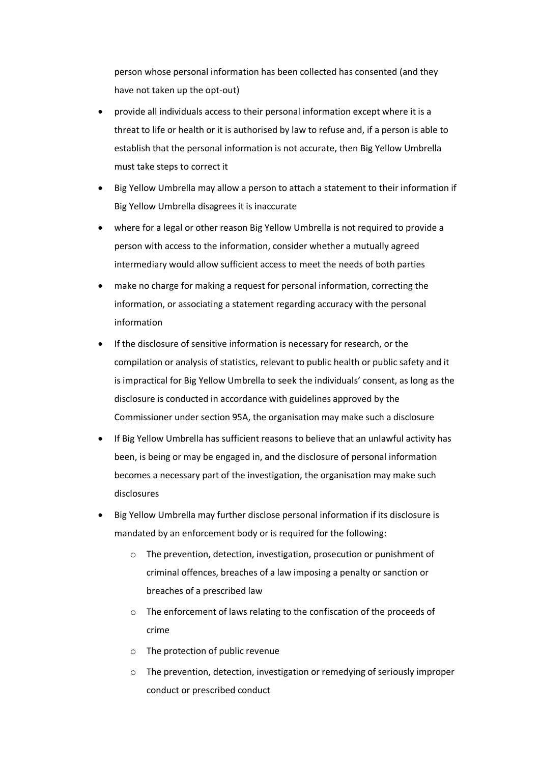person whose personal information has been collected has consented (and they have not taken up the opt-out)

- provide all individuals access to their personal information except where it is a threat to life or health or it is authorised by law to refuse and, if a person is able to establish that the personal information is not accurate, then Big Yellow Umbrella must take steps to correct it
- Big Yellow Umbrella may allow a person to attach a statement to their information if Big Yellow Umbrella disagrees it is inaccurate
- where for a legal or other reason Big Yellow Umbrella is not required to provide a person with access to the information, consider whether a mutually agreed intermediary would allow sufficient access to meet the needs of both parties
- make no charge for making a request for personal information, correcting the information, or associating a statement regarding accuracy with the personal information
- If the disclosure of sensitive information is necessary for research, or the compilation or analysis of statistics, relevant to public health or public safety and it is impractical for Big Yellow Umbrella to seek the individuals' consent, as long as the disclosure is conducted in accordance with guidelines approved by the Commissioner under section 95A, the organisation may make such a disclosure
- If Big Yellow Umbrella has sufficient reasons to believe that an unlawful activity has been, is being or may be engaged in, and the disclosure of personal information becomes a necessary part of the investigation, the organisation may make such disclosures
- Big Yellow Umbrella may further disclose personal information if its disclosure is mandated by an enforcement body or is required for the following:
  - The prevention, detection, investigation, prosecution or punishment of criminal offences, breaches of a law imposing a penalty or sanction or breaches of a prescribed law
  - The enforcement of laws relating to the confiscation of the proceeds of crime
  - The protection of public revenue
  - The prevention, detection, investigation or remedying of seriously improper conduct or prescribed conduct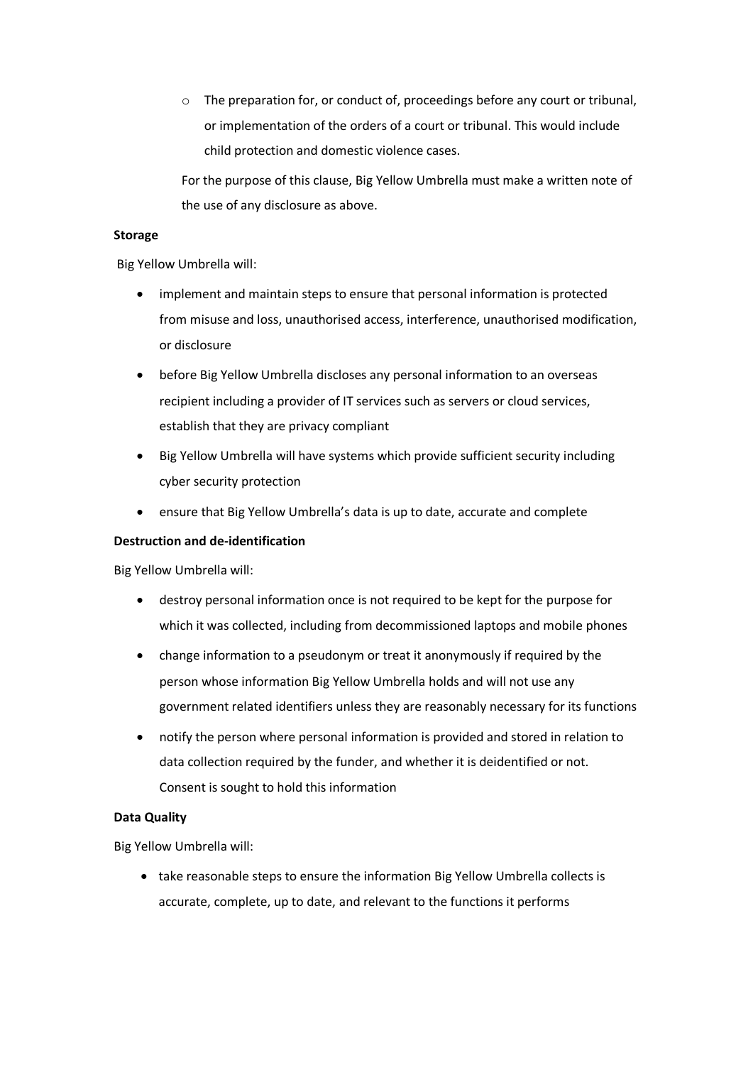- The preparation for, or conduct of, proceedings before any court or tribunal, or implementation of the orders of a court or tribunal. This would include child protection and domestic violence cases.

For the purpose of this clause, Big Yellow Umbrella must make a written note of the use of any disclosure as above.

**Storage**

Big Yellow Umbrella will:

- implement and maintain steps to ensure that personal information is protected from misuse and loss, unauthorised access, interference, unauthorised modification, or disclosure
- before Big Yellow Umbrella discloses any personal information to an overseas recipient including a provider of IT services such as servers or cloud services, establish that they are privacy compliant
- Big Yellow Umbrella will have systems which provide sufficient security including cyber security protection
- ensure that Big Yellow Umbrella's data is up to date, accurate and complete

**Destruction and de-identification**

Big Yellow Umbrella will:

- destroy personal information once is not required to be kept for the purpose for which it was collected, including from decommissioned laptops and mobile phones
- change information to a pseudonym or treat it anonymously if required by the person whose information Big Yellow Umbrella holds and will not use any government related identifiers unless they are reasonably necessary for its functions
- notify the person where personal information is provided and stored in relation to data collection required by the funder, and whether it is deidentified or not. Consent is sought to hold this information

**Data Quality**

Big Yellow Umbrella will:

- take reasonable steps to ensure the information Big Yellow Umbrella collects is accurate, complete, up to date, and relevant to the functions it performs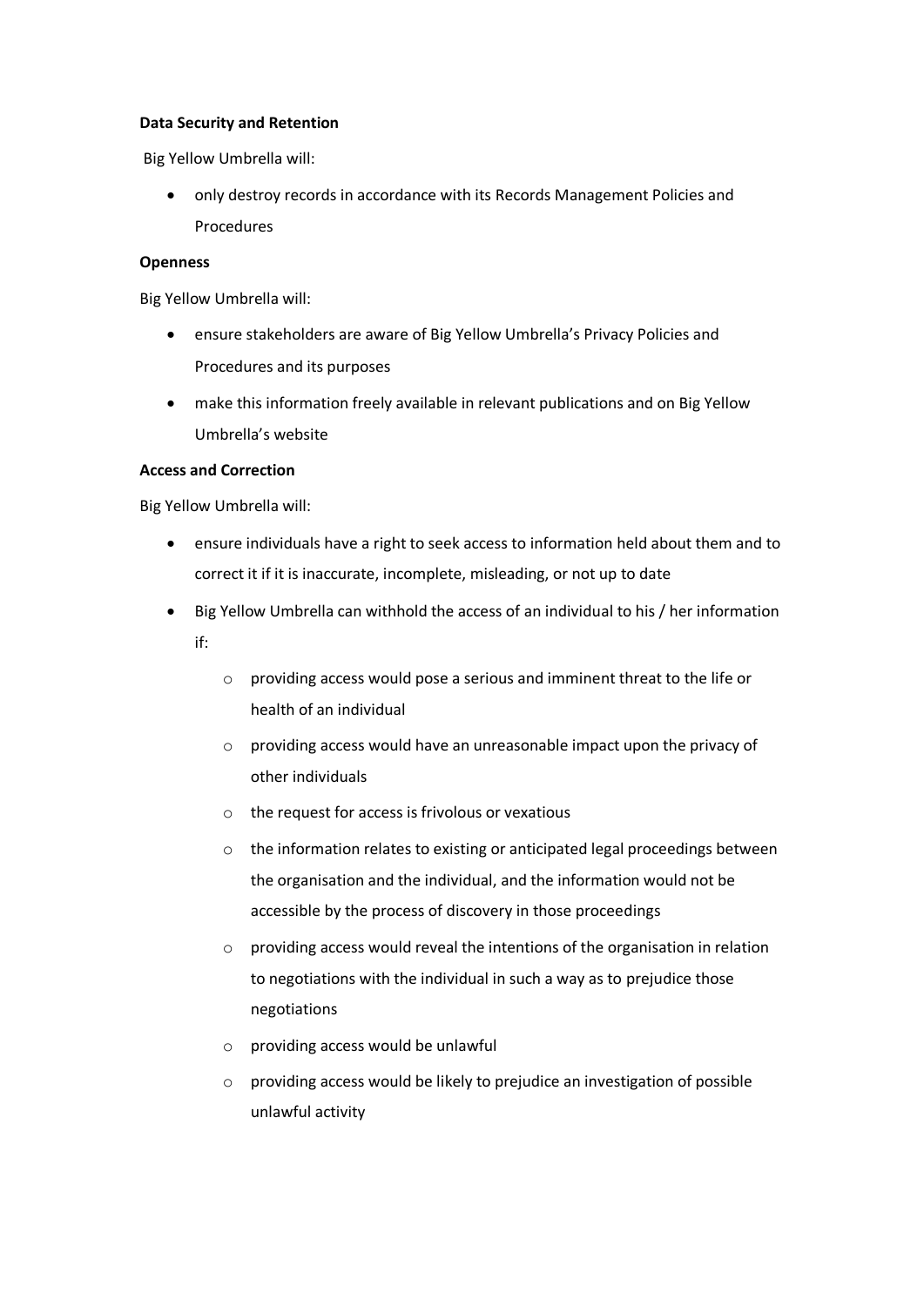**Data Security and Retention**

Big Yellow Umbrella will:

- only destroy records in accordance with its Records Management Policies and Procedures

**Openness**

Big Yellow Umbrella will:

- ensure stakeholders are aware of Big Yellow Umbrella's Privacy Policies and Procedures and its purposes
- make this information freely available in relevant publications and on Big Yellow Umbrella's website

**Access and Correction**

Big Yellow Umbrella will:

- ensure individuals have a right to seek access to information held about them and to correct it if it is inaccurate, incomplete, misleading, or not up to date
- Big Yellow Umbrella can withhold the access of an individual to his / her information if:
  - providing access would pose a serious and imminent threat to the life or health of an individual
  - providing access would have an unreasonable impact upon the privacy of other individuals
  - the request for access is frivolous or vexatious
  - the information relates to existing or anticipated legal proceedings between the organisation and the individual, and the information would not be accessible by the process of discovery in those proceedings
  - providing access would reveal the intentions of the organisation in relation to negotiations with the individual in such a way as to prejudice those negotiations
  - providing access would be unlawful
  - providing access would be likely to prejudice an investigation of possible unlawful activity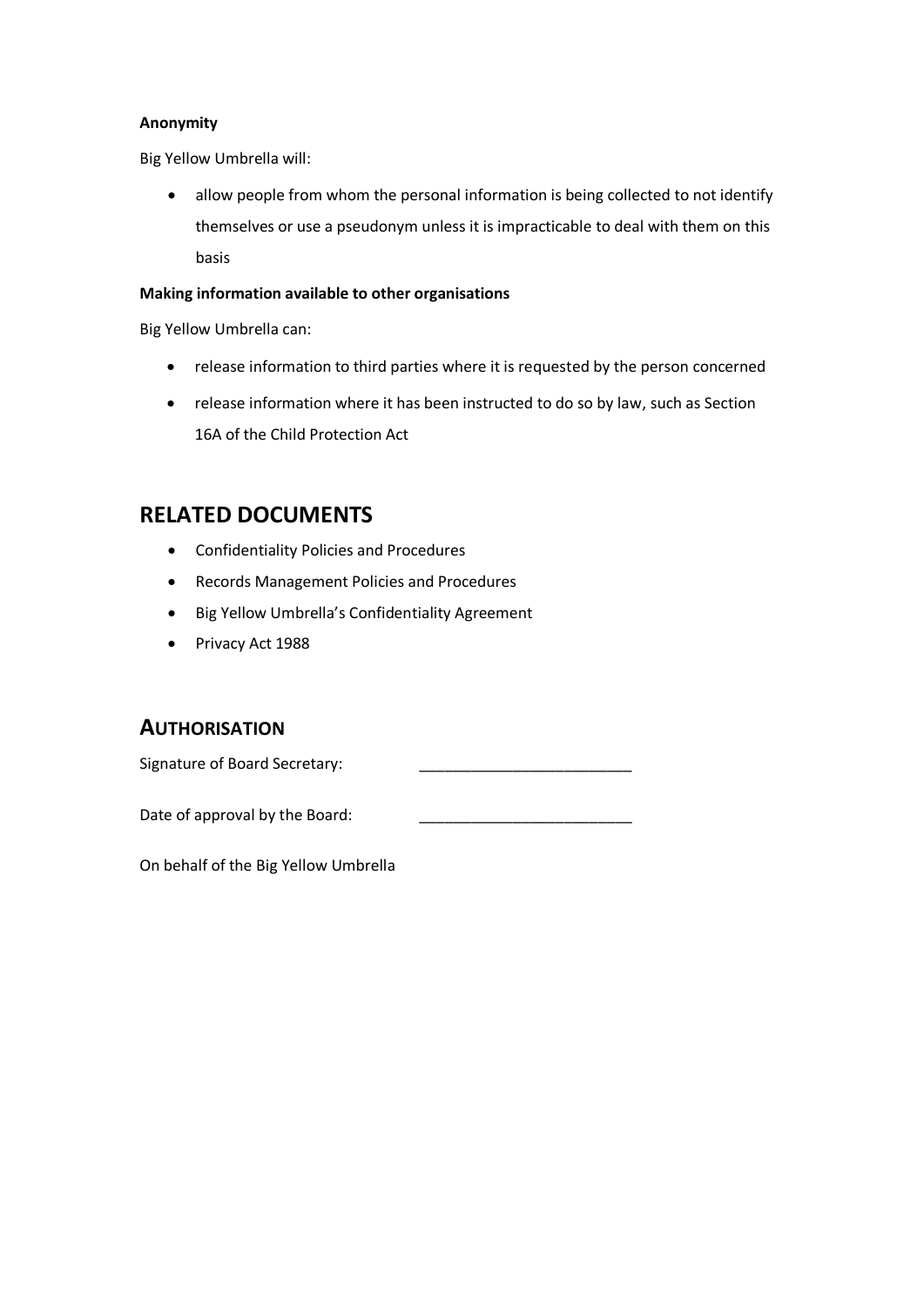**Anonymity**

Big Yellow Umbrella will:

- allow people from whom the personal information is being collected to not identify themselves or use a pseudonym unless it is impracticable to deal with them on this basis

**Making information available to other organisations**

Big Yellow Umbrella can:

- release information to third parties where it is requested by the person concerned
- release information where it has been instructed to do so by law, such as Section 16A of the Child Protection Act

## RELATED DOCUMENTS

- Confidentiality Policies and Procedures
- Records Management Policies and Procedures
- Big Yellow Umbrella's Confidentiality Agreement
- Privacy Act 1988

## AUTHORISATION

Signature of Board Secretary: _________________________

Date of approval by the Board: _________________________

On behalf of the Big Yellow Umbrella